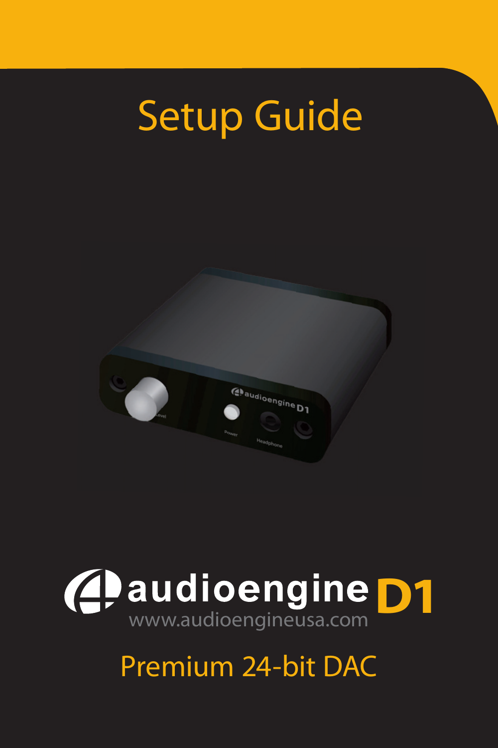# Setup Guide

audioengine **D1**

www.audioengineusa.com

Premium 24-bit DAC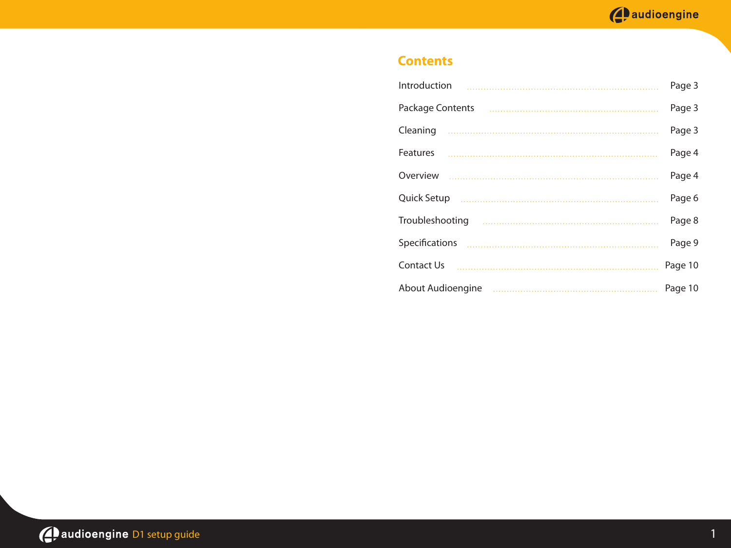## Contents

| | |
|---|---|
| Introduction | Page 3 |
| Package Contents | Page 3 |
| Cleaning | Page 3 |
| Features | Page 4 |
| Overview | Page 4 |
| Quick Setup | Page 6 |
| Troubleshooting | Page 8 |
| Specifications | Page 9 |
| Contact Us | Page 10 |
| About Audioengine | Page 10 |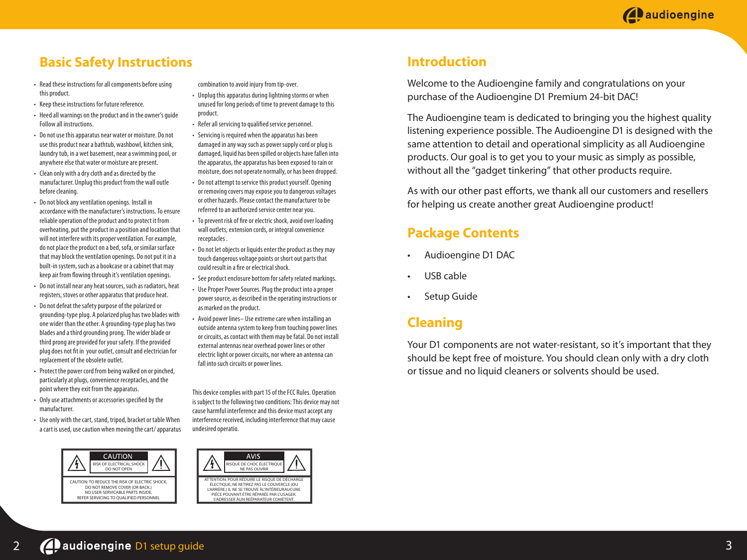## Basic Safety Instructions

- Read these instructions for all components before using this product.
- Keep these instructions for future reference.
- Heed all warnings on the product and in the owner's guide Follow all instructions.
- Do not use this apparatus near water or moisture. Do not use this product near a bathtub, washbowl, kitchen sink, laundry tub, in a wet basement, near a swimming pool, or anywhere else that water or moisture are present.
- Clean only with a dry cloth and as directed by the manufacturer. Unplug this product from the wall outle before cleaning.
- Do not block any ventilation openings. Install in accordance with the manufacturer's instructions. To ensure reliable operation of the product and to protect it from overheating, put the product in a position and location that will not interfere with its proper ventilation. For example, do not place the product on a bed, sofa, or similar surface that may block the ventilation openings. Do not put it in a built-in system, such as a bookcase or a cabinet that may keep air from flowing through it's ventilation openings.
- Do not install near any heat sources, such as radiators, heat registers, stoves or other apparatus that produce heat.
- Do not defeat the safety purpose of the polarized or grounding-type plug. A polarized plug has two blades with one wider than the other. A grounding-type plug has two blades and a third grounding prong. The wider blade or third prong are provided for your safety. If the provided plug does not fit in your outlet, consult and electrician for replacement of the obsolete outlet.
- Protect the power cord from being walked on or pinched, particularly at plugs, convenience receptacles, and the point where they exit from the apparatus.
- Only use attachments or accessories specified by the manufacturer.
- Use only with the cart, stand, tripod, bracket or table When a cart is used, use caution when moving the cart/ apparatus combination to avoid injury from tip-over.
- Unplug this apparatus during lightning storms or when unused for long periods of time to prevent damage to this product.
- Refer all servicing to qualified service personnel.
- Servicing is required when the apparatus has been damaged in any way such as power supply cord or plug is damaged, liquid has been spilled or objects have fallen into the apparatus, the apparatus has been exposed to rain or moisture, does not operate normally, or has been dropped.
- Do not attempt to service this product yourself. Opening or removing covers may expose you to dangerous voltages or other hazards. Please contact the manufacturer to be referred to an authorized service center near you.
- To prevent risk of fire or electric shock, avoid over loading wall outlets, extension cords, or integral convenience receptacles .
- Do not let objects or liquids enter the product as they may touch dangerous voltage points or short out parts that could result in a fire or electrical shock.
- See product enclosure bottom for safety related markings.
- Use Proper Power Sources. Plug the product into a proper power source, as described in the operating instructions or as marked on the product.
- Avoid power lines– Use extreme care when installing an outside antenna system to keep from touching power lines or circuits, as contact with them may be fatal. Do not install external antennas near overhead power lines or other electric light or power circuits, nor where an antenna can fall into such circuits or power lines.

This device complies with part 15 of the FCC Rules. Operation is subject to the following two conditions: This device may not cause harmful interference and this device must accept any interference received, including interference that may cause undesired operatio.

**CAUTION**
RISK OF ELECTRICAL SHOCK
DO NOT OPEN

CAUTION: TO REDUCE THE RISK OF ELECTRIC SHOCK, DO NOT REMOVE COVER (OR BACK.) NO USER-SERVICABLE PARTS INSIDE. REFER SERVICING TO QUALIFIED PERSONNEL

**AVIS**
RISQUE DE CHOC ÉLECTRIQUE
NE PAS OUVRIR

ATTENTION: POUR RÉDUIRE LE RISQUE DE DÉCHARGE ÉLECTIQUE, NE RETIREZ PAS LE COUVERCLE (OU L'ARRIÈRE.) IL NE SE TROUVE ÀL'INTÉRIEURAUCUNE PIÈCE POUVANT ÊTRE RÉPARÉE PAR L'USAGER. S'ADRESSER ÀUN REÉPARATEUR COMÉTENT.

## Introduction

Welcome to the Audioengine family and congratulations on your purchase of the Audioengine D1 Premium 24-bit DAC!

The Audioengine team is dedicated to bringing you the highest quality listening experience possible. The Audioengine D1 is designed with the same attention to detail and operational simplicity as all Audioengine products. Our goal is to get you to your music as simply as possible, without all the "gadget tinkering" that other products require.

As with our other past efforts, we thank all our customers and resellers for helping us create another great Audioengine product!

## Package Contents

- Audioengine D1 DAC
- USB cable
- Setup Guide

## Cleaning

Your D1 components are not water-resistant, so it's important that they should be kept free of moisture. You should clean only with a dry cloth or tissue and no liquid cleaners or solvents should be used.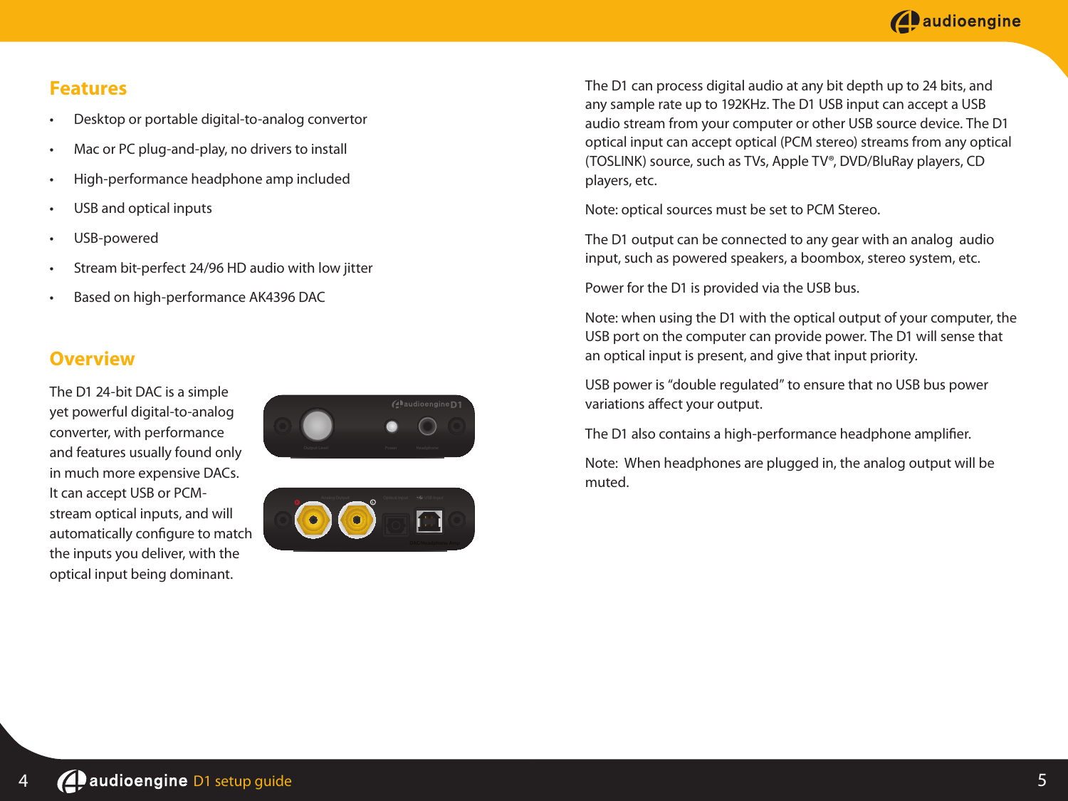## Features

- Desktop or portable digital-to-analog convertor
- Mac or PC plug-and-play, no drivers to install
- High-performance headphone amp included
- USB and optical inputs
- USB-powered
- Stream bit-perfect 24/96 HD audio with low jitter
- Based on high-performance AK4396 DAC

## Overview

The D1 24-bit DAC is a simple yet powerful digital-to-analog converter, with performance and features usually found only in much more expensive DACs. It can accept USB or PCM-stream optical inputs, and will automatically configure to match the inputs you deliver, with the optical input being dominant.

The D1 can process digital audio at any bit depth up to 24 bits, and any sample rate up to 192KHz. The D1 USB input can accept a USB audio stream from your computer or other USB source device. The D1 optical input can accept optical (PCM stereo) streams from any optical (TOSLINK) source, such as TVs, Apple TV®, DVD/BluRay players, CD players, etc.

Note: optical sources must be set to PCM Stereo.

The D1 output can be connected to any gear with an analog audio input, such as powered speakers, a boombox, stereo system, etc.

Power for the D1 is provided via the USB bus.

Note: when using the D1 with the optical output of your computer, the USB port on the computer can provide power. The D1 will sense that an optical input is present, and give that input priority.

USB power is "double regulated" to ensure that no USB bus power variations affect your output.

The D1 also contains a high-performance headphone amplifier.

Note: When headphones are plugged in, the analog output will be muted.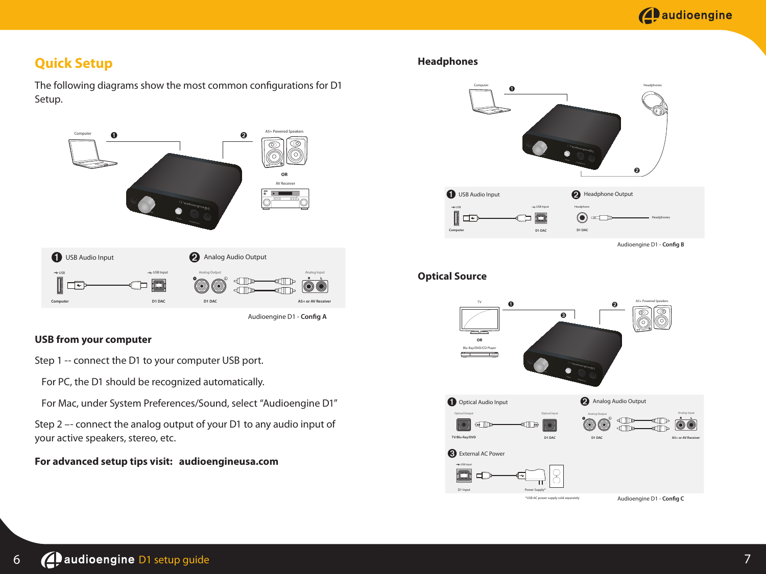## Quick Setup

The following diagrams show the most common configurations for D1 Setup.

Computer ❶ ❷ A5+ Powered Speakers OR AV Receiver

❶ USB Audio Input ❷ Analog Audio Output

Computer D1 DAC D1 DAC A5+ or AV Receiver

Audioengine D1 - **Config A**

### USB from your computer

Step 1 -- connect the D1 to your computer USB port.

For PC, the D1 should be recognized automatically.

For Mac, under System Preferences/Sound, select "Audioengine D1"

Step 2 –- connect the analog output of your D1 to any audio input of your active speakers, stereo, etc.

**For advanced setup tips visit: audioengineusa.com**

## Headphones

Computer ❶ Headphones ❷

❶ USB Audio Input ❷ Headphone Output

Computer D1 DAC D1 DAC Headphones

Audioengine D1 - **Config B**

## Optical Source

TV OR Blu-Ray/DVD/CD Player ❶ ❸ ❷ A5+ Powered Speakers

❶ Optical Audio Input ❷ Analog Audio Output

TV/Blu-Ray/DVD D1 DAC D1 DAC A5+ or AV Receiver

❸ External AC Power

D1 Input Power Supply*

*USB AC power supply sold separately

Audioengine D1 - **Config C**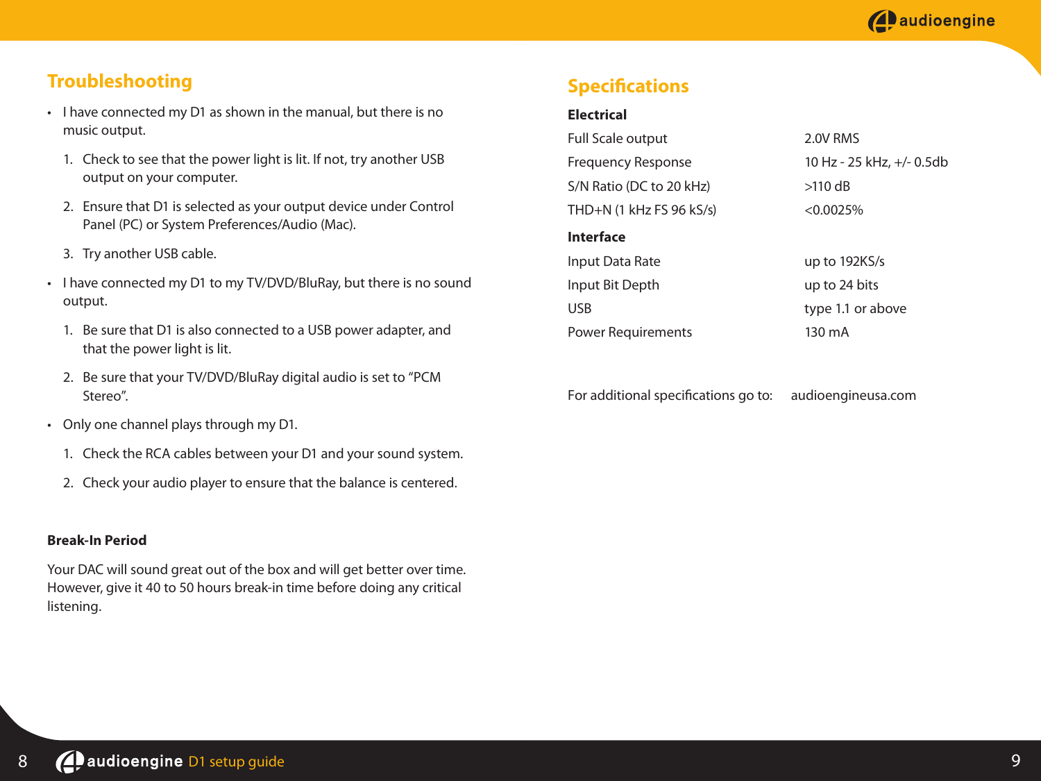## Troubleshooting

- I have connected my D1 as shown in the manual, but there is no music output.

  1. Check to see that the power light is lit. If not, try another USB output on your computer.
  2. Ensure that D1 is selected as your output device under Control Panel (PC) or System Preferences/Audio (Mac).
  3. Try another USB cable.

- I have connected my D1 to my TV/DVD/BluRay, but there is no sound output.

  1. Be sure that D1 is also connected to a USB power adapter, and that the power light is lit.
  2. Be sure that your TV/DVD/BluRay digital audio is set to “PCM Stereo”.

- Only one channel plays through my D1.

  1. Check the RCA cables between your D1 and your sound system.
  2. Check your audio player to ensure that the balance is centered.

### Break-In Period

Your DAC will sound great out of the box and will get better over time. However, give it 40 to 50 hours break-in time before doing any critical listening.

## Specifications

**Electrical**

| | |
|---|---|
| Full Scale output | 2.0V RMS |
| Frequency Response | 10 Hz - 25 kHz, +/- 0.5db |
| S/N Ratio (DC to 20 kHz) | >110 dB |
| THD+N (1 kHz FS 96 kS/s) | <0.0025% |

**Interface**

| | |
|---|---|
| Input Data Rate | up to 192KS/s |
| Input Bit Depth | up to 24 bits |
| USB | type 1.1 or above |
| Power Requirements | 130 mA |

For additional specifications go to: audioengineusa.com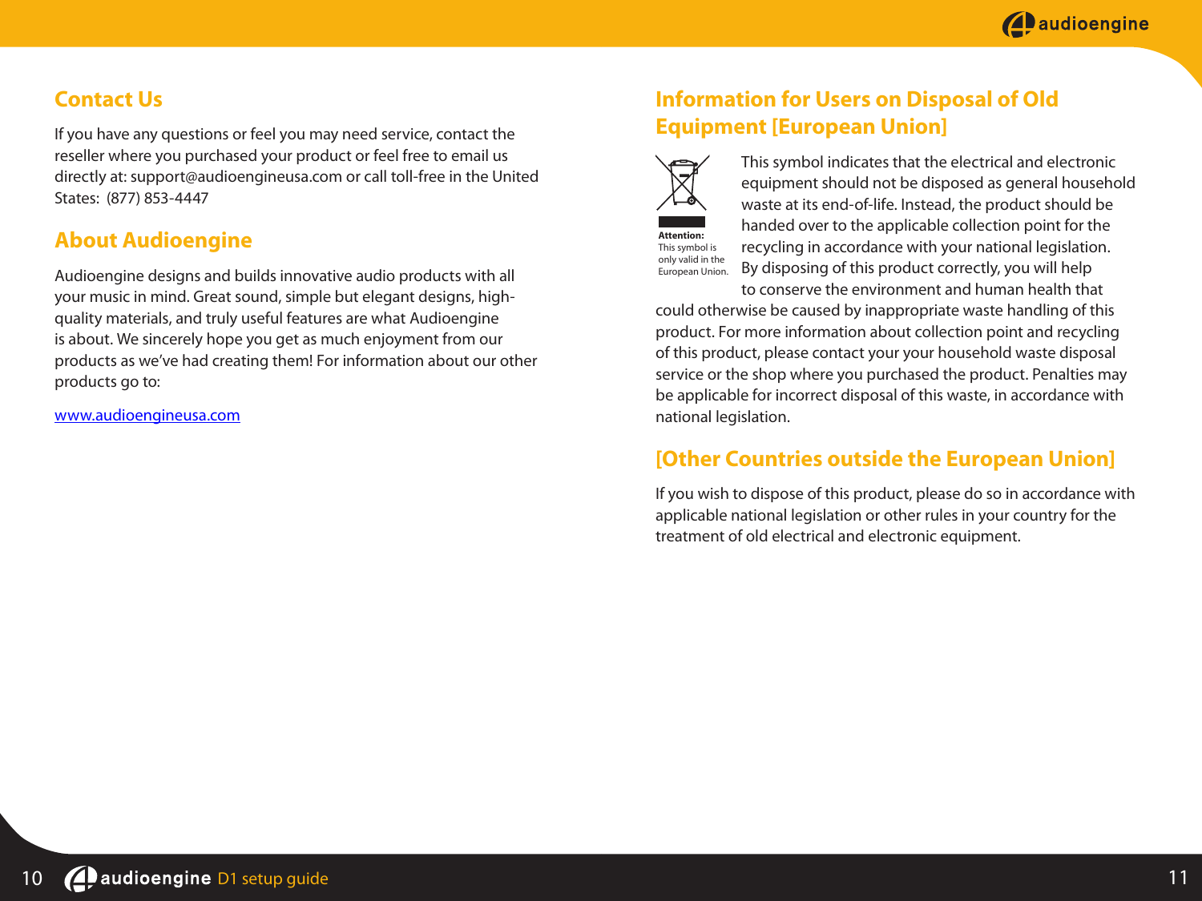## Contact Us

If you have any questions or feel you may need service, contact the reseller where you purchased your product or feel free to email us directly at: support@audioengineusa.com or call toll-free in the United States: (877) 853-4447

## About Audioengine

Audioengine designs and builds innovative audio products with all your music in mind. Great sound, simple but elegant designs, high-quality materials, and truly useful features are what Audioengine is about. We sincerely hope you get as much enjoyment from our products as we've had creating them! For information about our other products go to:

www.audioengineusa.com

## Information for Users on Disposal of Old Equipment [European Union]

**Attention:** This symbol is only valid in the European Union.

This symbol indicates that the electrical and electronic equipment should not be disposed as general household waste at its end-of-life. Instead, the product should be handed over to the applicable collection point for the recycling in accordance with your national legislation. By disposing of this product correctly, you will help to conserve the environment and human health that could otherwise be caused by inappropriate waste handling of this product. For more information about collection point and recycling of this product, please contact your your household waste disposal service or the shop where you purchased the product. Penalties may be applicable for incorrect disposal of this waste, in accordance with national legislation.

## [Other Countries outside the European Union]

If you wish to dispose of this product, please do so in accordance with applicable national legislation or other rules in your country for the treatment of old electrical and electronic equipment.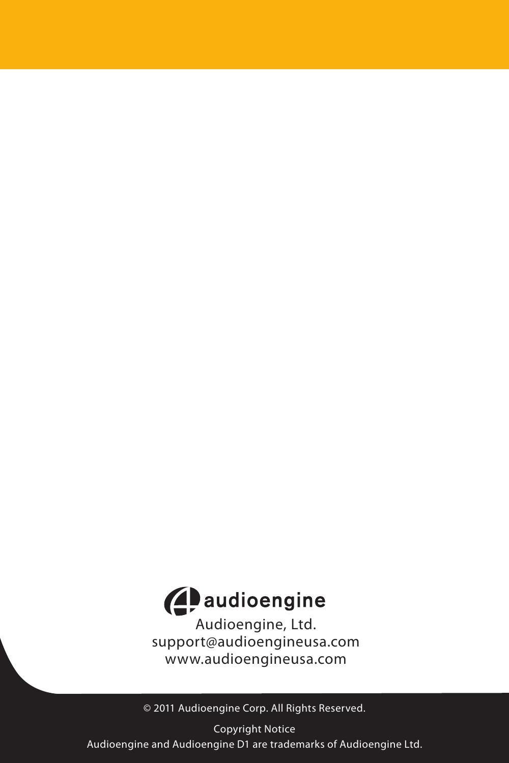audioengine

Audioengine, Ltd.
support@audioengineusa.com
www.audioengineusa.com

© 2011 Audioengine Corp. All Rights Reserved.

Copyright Notice
Audioengine and Audioengine D1 are trademarks of Audioengine Ltd.